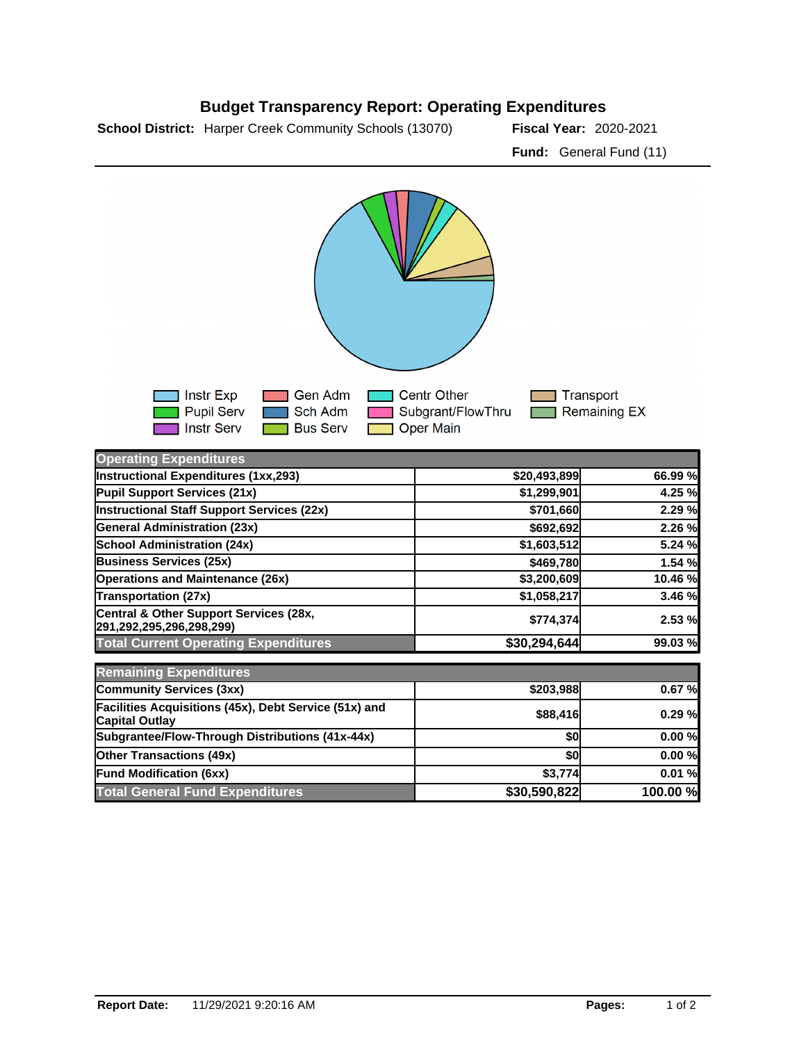# Budget Transparency Report: Operating Expenditures

**School District:** Harper Creek Community Schools (13070) **Fiscal Year:** 2020-2021

**Fund:** General Fund (11)

Instr Exp, Pupil Serv, Instr Serv, Gen Adm, Sch Adm, Bus Serv, Centr Other, Subgrant/FlowThru, Oper Main, Transport, Remaining EX

| Operating Expenditures | | |
|---|---|---|
| Instructional Expenditures (1xx,293) | $20,493,899 | 66.99 % |
| Pupil Support Services (21x) | $1,299,901 | 4.25 % |
| Instructional Staff Support Services (22x) | $701,660 | 2.29 % |
| General Administration (23x) | $692,692 | 2.26 % |
| School Administration (24x) | $1,603,512 | 5.24 % |
| Business Services (25x) | $469,780 | 1.54 % |
| Operations and Maintenance (26x) | $3,200,609 | 10.46 % |
| Transportation (27x) | $1,058,217 | 3.46 % |
| Central & Other Support Services (28x, 291,292,295,296,298,299) | $774,374 | 2.53 % |
| **Total Current Operating Expenditures** | **$30,294,644** | **99.03 %** |

| Remaining Expenditures | | |
|---|---|---|
| Community Services (3xx) | $203,988 | 0.67 % |
| Facilities Acquisitions (45x), Debt Service (51x) and Capital Outlay | $88,416 | 0.29 % |
| Subgrantee/Flow-Through Distributions (41x-44x) | $0 | 0.00 % |
| Other Transactions (49x) | $0 | 0.00 % |
| Fund Modification (6xx) | $3,774 | 0.01 % |
| **Total General Fund Expenditures** | **$30,590,822** | **100.00 %** |

**Report Date:** 11/29/2021 9:20:16 AM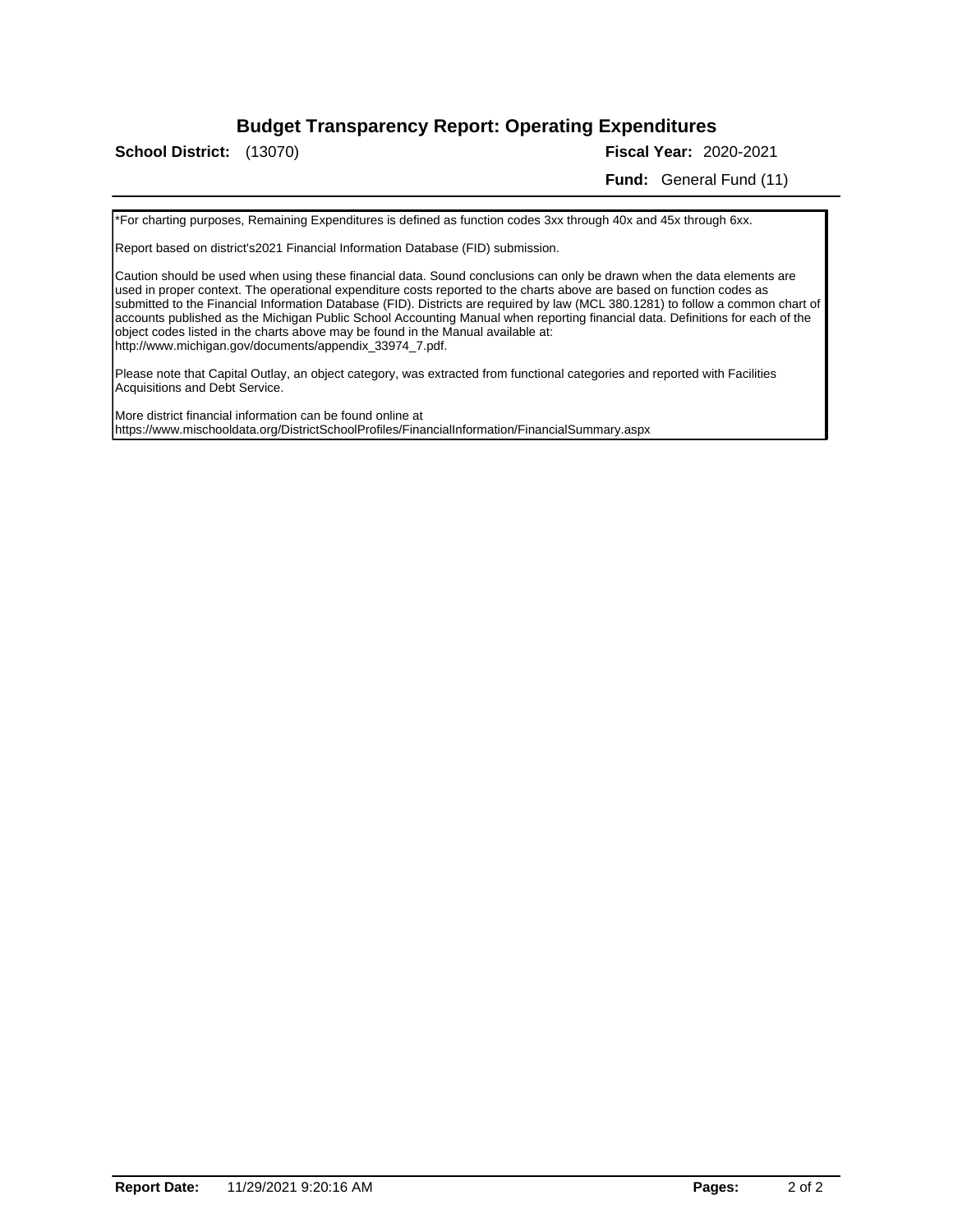# Budget Transparency Report: Operating Expenditures

**School District:** (13070)

**Fiscal Year:** 2020-2021

**Fund:** General Fund (11)

*For charting purposes, Remaining Expenditures is defined as function codes 3xx through 40x and 45x through 6xx.

Report based on district's2021 Financial Information Database (FID) submission.

Caution should be used when using these financial data. Sound conclusions can only be drawn when the data elements are used in proper context. The operational expenditure costs reported to the charts above are based on function codes as submitted to the Financial Information Database (FID). Districts are required by law (MCL 380.1281) to follow a common chart of accounts published as the Michigan Public School Accounting Manual when reporting financial data. Definitions for each of the object codes listed in the charts above may be found in the Manual available at: http://www.michigan.gov/documents/appendix_33974_7.pdf.

Please note that Capital Outlay, an object category, was extracted from functional categories and reported with Facilities Acquisitions and Debt Service.

More district financial information can be found online at https://www.mischooldata.org/DistrictSchoolProfiles/FinancialInformation/FinancialSummary.aspx

**Report Date:** 11/29/2021 9:20:16 AM